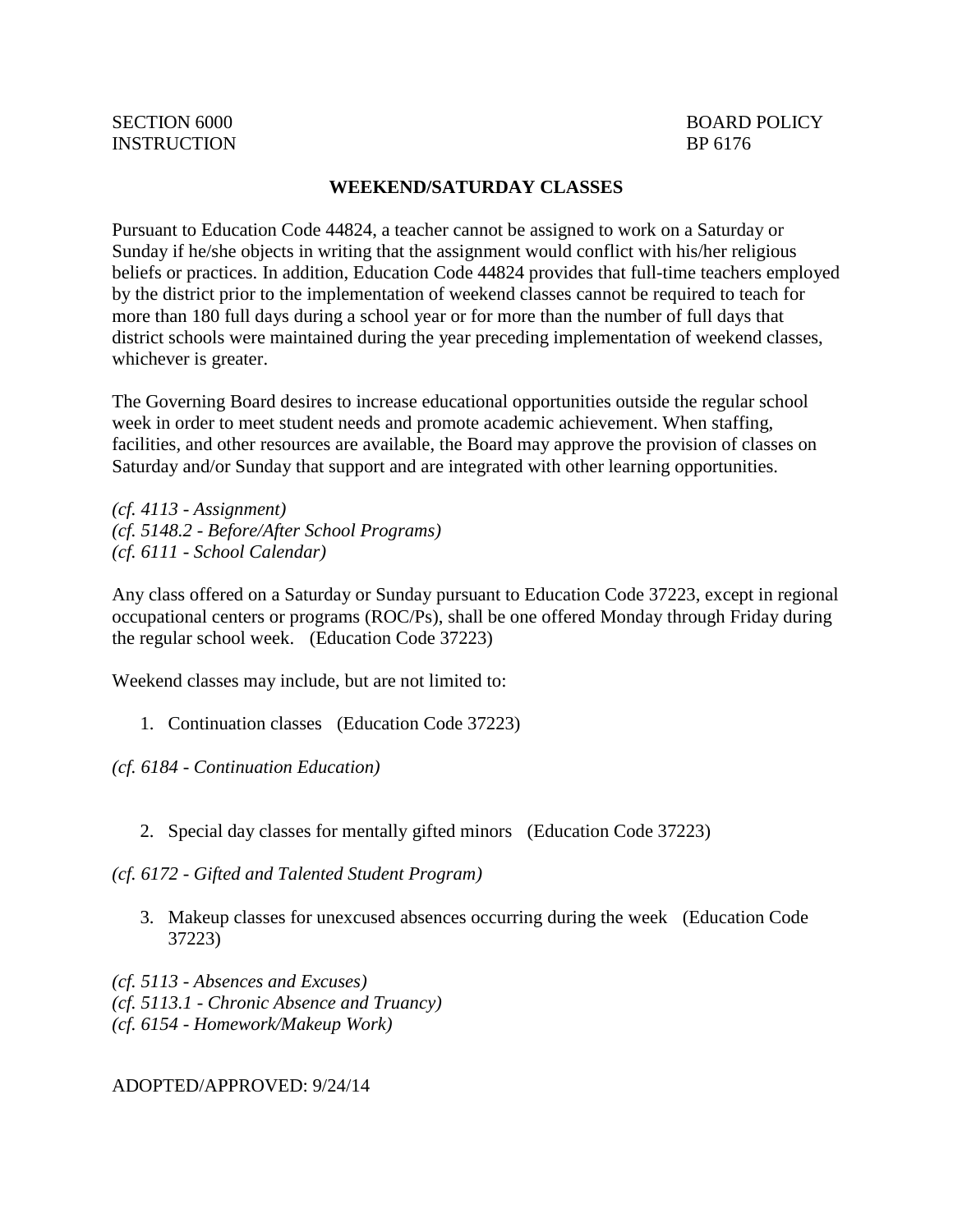SECTION 6000 BOARD POLICY
INSTRUCTION BP 6176

## WEEKEND/SATURDAY CLASSES

Pursuant to Education Code 44824, a teacher cannot be assigned to work on a Saturday or Sunday if he/she objects in writing that the assignment would conflict with his/her religious beliefs or practices. In addition, Education Code 44824 provides that full-time teachers employed by the district prior to the implementation of weekend classes cannot be required to teach for more than 180 full days during a school year or for more than the number of full days that district schools were maintained during the year preceding implementation of weekend classes, whichever is greater.

The Governing Board desires to increase educational opportunities outside the regular school week in order to meet student needs and promote academic achievement. When staffing, facilities, and other resources are available, the Board may approve the provision of classes on Saturday and/or Sunday that support and are integrated with other learning opportunities.

*(cf. 4113 - Assignment)*
*(cf. 5148.2 - Before/After School Programs)*
*(cf. 6111 - School Calendar)*

Any class offered on a Saturday or Sunday pursuant to Education Code 37223, except in regional occupational centers or programs (ROC/Ps), shall be one offered Monday through Friday during the regular school week. (Education Code 37223)

Weekend classes may include, but are not limited to:

1. Continuation classes (Education Code 37223)

*(cf. 6184 - Continuation Education)*

2. Special day classes for mentally gifted minors (Education Code 37223)

*(cf. 6172 - Gifted and Talented Student Program)*

3. Makeup classes for unexcused absences occurring during the week (Education Code 37223)

*(cf. 5113 - Absences and Excuses)*
*(cf. 5113.1 - Chronic Absence and Truancy)*
*(cf. 6154 - Homework/Makeup Work)*

ADOPTED/APPROVED: 9/24/14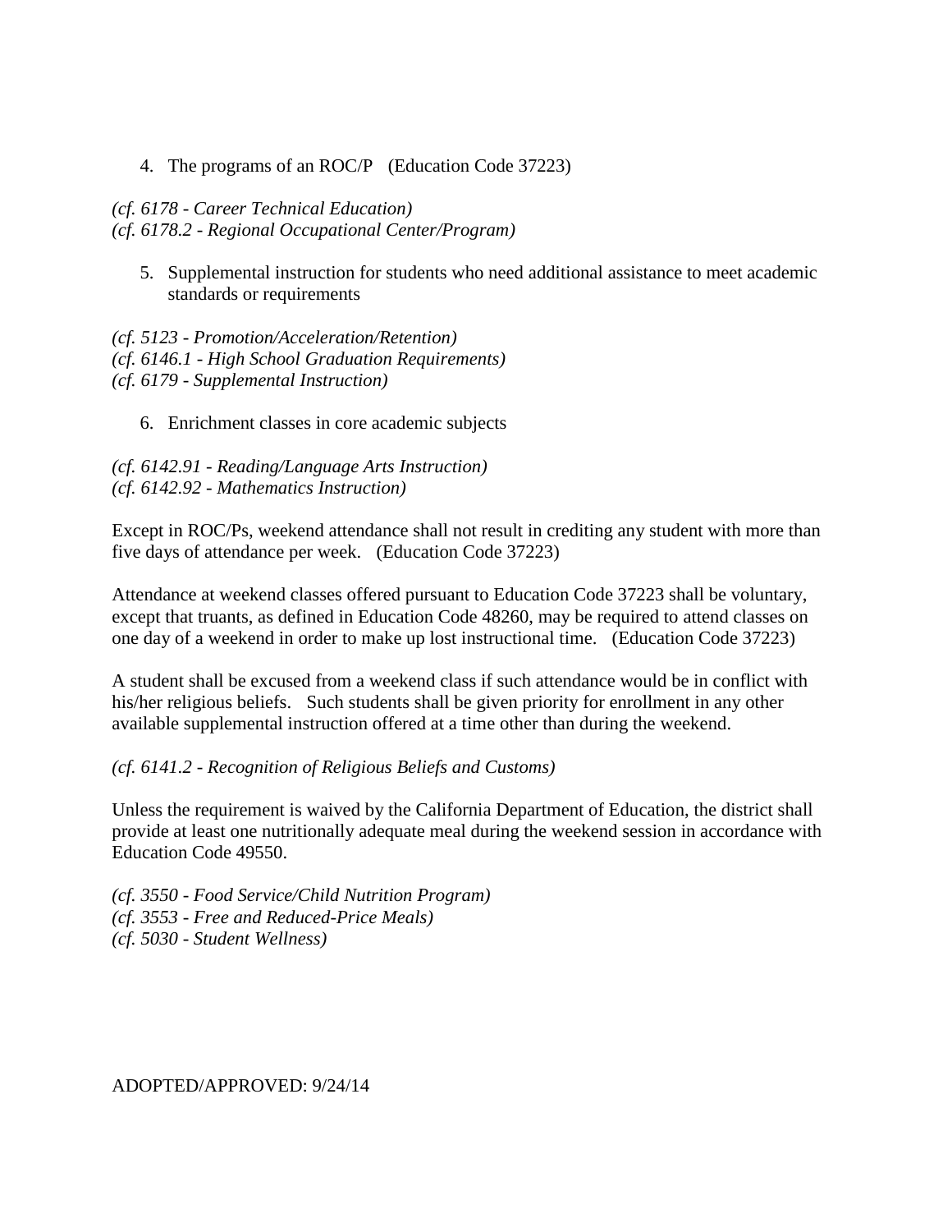4. The programs of an ROC/P (Education Code 37223)

*(cf. 6178 - Career Technical Education)*
*(cf. 6178.2 - Regional Occupational Center/Program)*

5. Supplemental instruction for students who need additional assistance to meet academic standards or requirements

*(cf. 5123 - Promotion/Acceleration/Retention)*
*(cf. 6146.1 - High School Graduation Requirements)*
*(cf. 6179 - Supplemental Instruction)*

6. Enrichment classes in core academic subjects

*(cf. 6142.91 - Reading/Language Arts Instruction)*
*(cf. 6142.92 - Mathematics Instruction)*

Except in ROC/Ps, weekend attendance shall not result in crediting any student with more than five days of attendance per week. (Education Code 37223)

Attendance at weekend classes offered pursuant to Education Code 37223 shall be voluntary, except that truants, as defined in Education Code 48260, may be required to attend classes on one day of a weekend in order to make up lost instructional time. (Education Code 37223)

A student shall be excused from a weekend class if such attendance would be in conflict with his/her religious beliefs. Such students shall be given priority for enrollment in any other available supplemental instruction offered at a time other than during the weekend.

*(cf. 6141.2 - Recognition of Religious Beliefs and Customs)*

Unless the requirement is waived by the California Department of Education, the district shall provide at least one nutritionally adequate meal during the weekend session in accordance with Education Code 49550.

*(cf. 3550 - Food Service/Child Nutrition Program)*
*(cf. 3553 - Free and Reduced-Price Meals)*
*(cf. 5030 - Student Wellness)*

ADOPTED/APPROVED: 9/24/14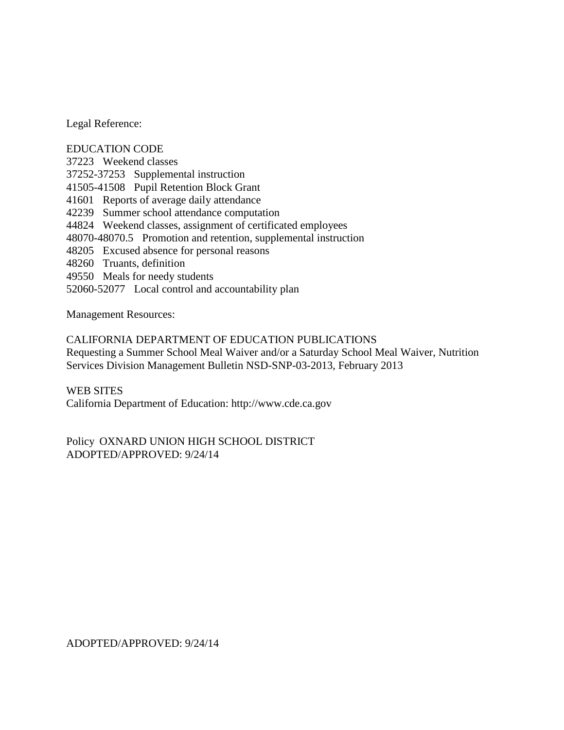Legal Reference:

EDUCATION CODE
37223 Weekend classes
37252-37253 Supplemental instruction
41505-41508 Pupil Retention Block Grant
41601 Reports of average daily attendance
42239 Summer school attendance computation
44824 Weekend classes, assignment of certificated employees
48070-48070.5 Promotion and retention, supplemental instruction
48205 Excused absence for personal reasons
48260 Truants, definition
49550 Meals for needy students
52060-52077 Local control and accountability plan

Management Resources:

CALIFORNIA DEPARTMENT OF EDUCATION PUBLICATIONS
Requesting a Summer School Meal Waiver and/or a Saturday School Meal Waiver, Nutrition Services Division Management Bulletin NSD-SNP-03-2013, February 2013

WEB SITES
California Department of Education: http://www.cde.ca.gov

Policy OXNARD UNION HIGH SCHOOL DISTRICT
ADOPTED/APPROVED: 9/24/14

ADOPTED/APPROVED: 9/24/14